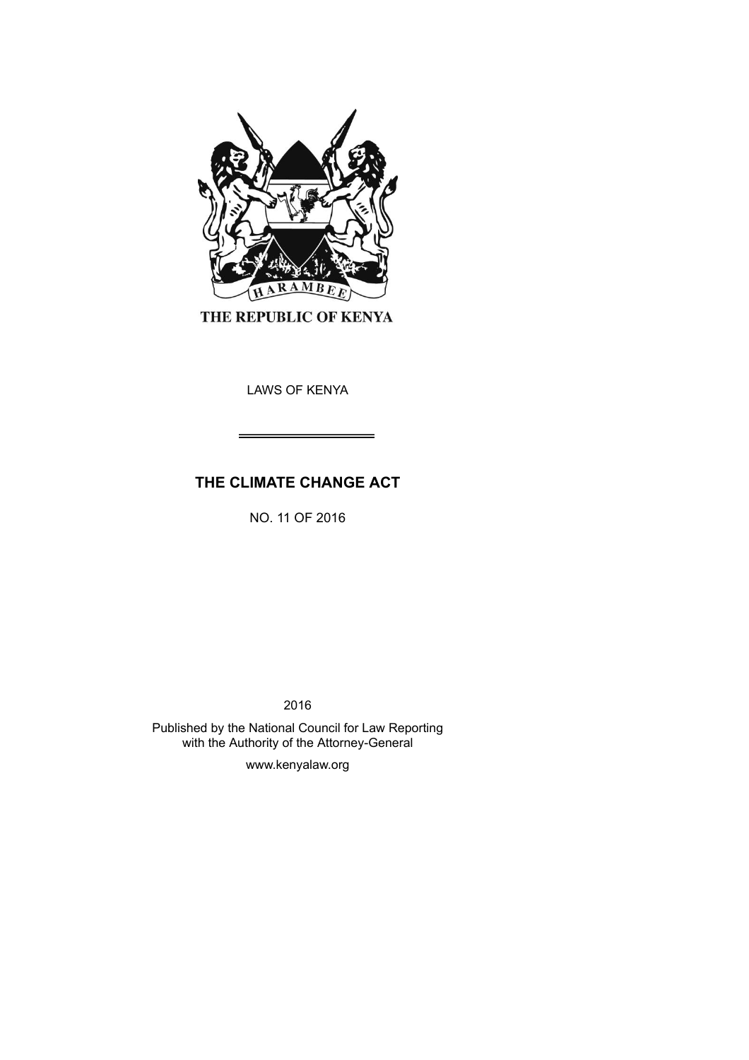HARAMBEE

THE REPUBLIC OF KENYA

LAWS OF KENYA

# THE CLIMATE CHANGE ACT

NO. 11 OF 2016

2016

Published by the National Council for Law Reporting
with the Authority of the Attorney-General

www.kenyalaw.org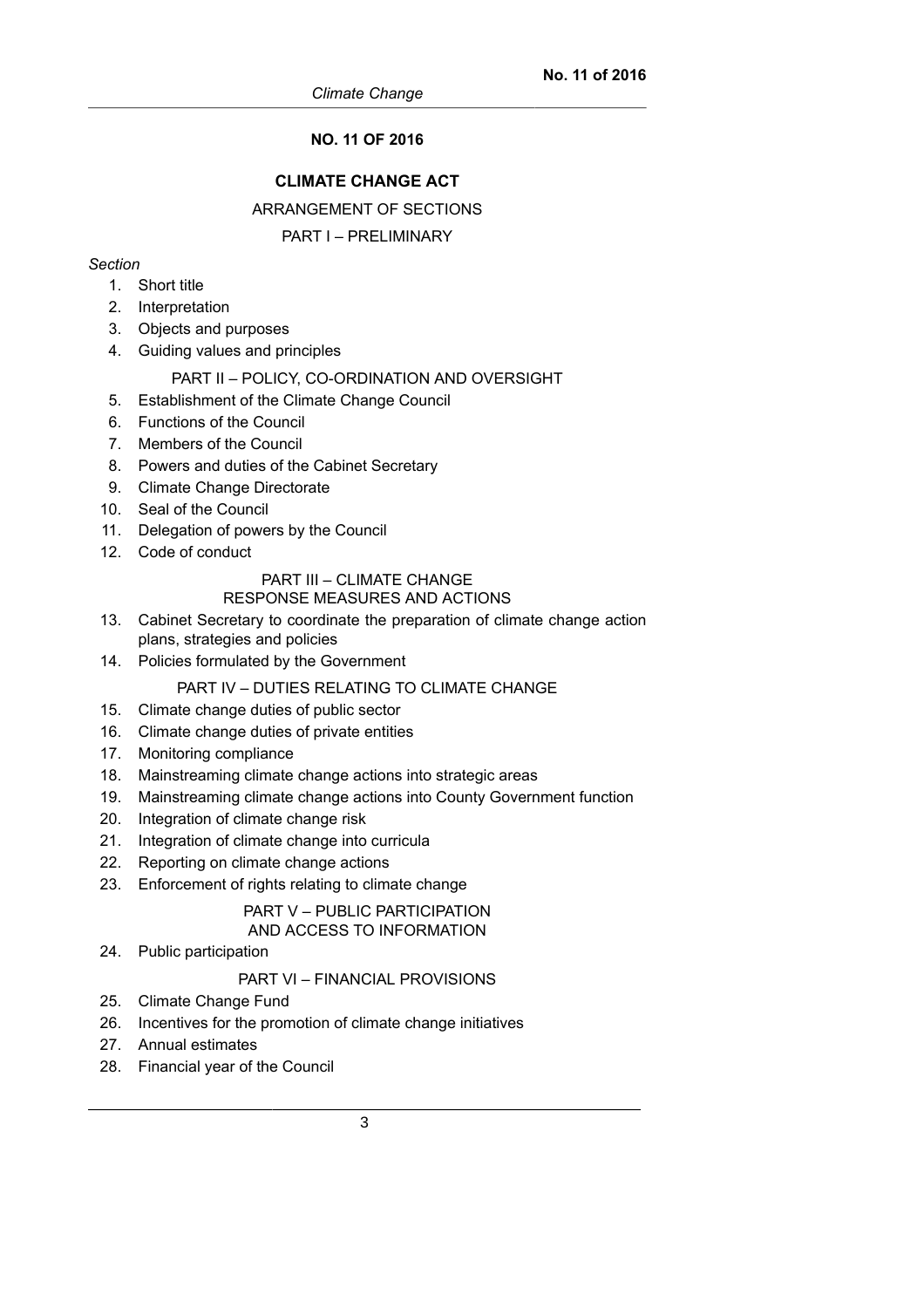## NO. 11 OF 2016

## CLIMATE CHANGE ACT

ARRANGEMENT OF SECTIONS

PART I – PRELIMINARY

*Section*

1. Short title
2. Interpretation
3. Objects and purposes
4. Guiding values and principles

PART II – POLICY, CO-ORDINATION AND OVERSIGHT

5. Establishment of the Climate Change Council
6. Functions of the Council
7. Members of the Council
8. Powers and duties of the Cabinet Secretary
9. Climate Change Directorate
10. Seal of the Council
11. Delegation of powers by the Council
12. Code of conduct

PART III – CLIMATE CHANGE RESPONSE MEASURES AND ACTIONS

13. Cabinet Secretary to coordinate the preparation of climate change action plans, strategies and policies
14. Policies formulated by the Government

PART IV – DUTIES RELATING TO CLIMATE CHANGE

15. Climate change duties of public sector
16. Climate change duties of private entities
17. Monitoring compliance
18. Mainstreaming climate change actions into strategic areas
19. Mainstreaming climate change actions into County Government function
20. Integration of climate change risk
21. Integration of climate change into curricula
22. Reporting on climate change actions
23. Enforcement of rights relating to climate change

PART V – PUBLIC PARTICIPATION AND ACCESS TO INFORMATION

24. Public participation

PART VI – FINANCIAL PROVISIONS

25. Climate Change Fund
26. Incentives for the promotion of climate change initiatives
27. Annual estimates
28. Financial year of the Council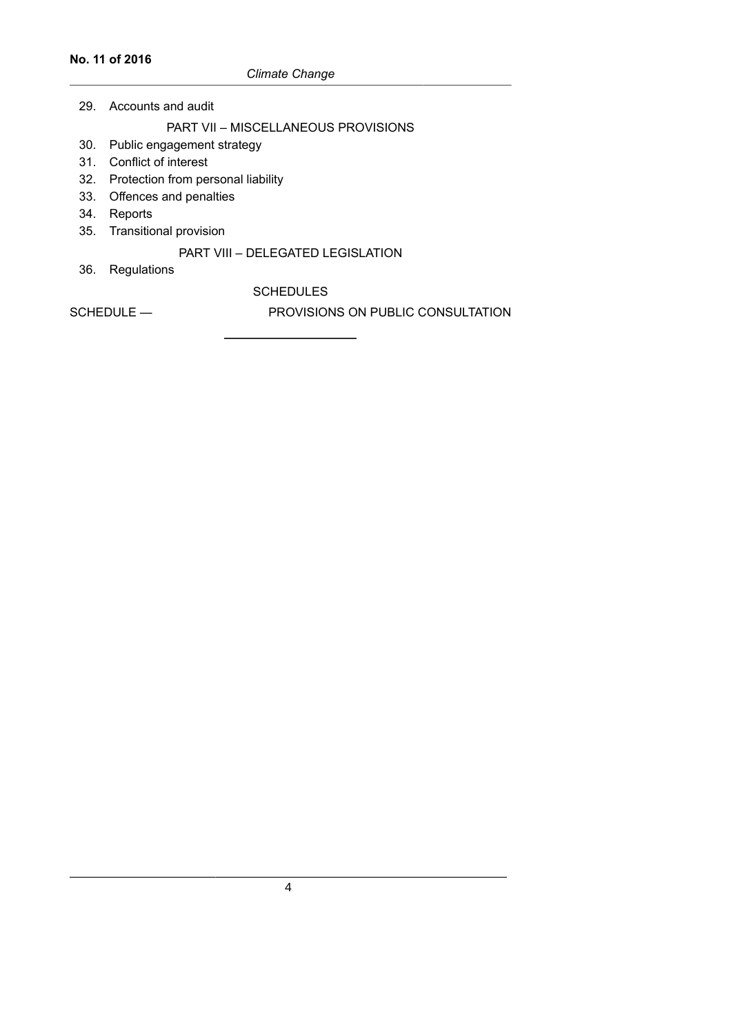29. Accounts and audit

PART VII – MISCELLANEOUS PROVISIONS

30. Public engagement strategy
31. Conflict of interest
32. Protection from personal liability
33. Offences and penalties
34. Reports
35. Transitional provision

PART VIII – DELEGATED LEGISLATION

36. Regulations

SCHEDULES

SCHEDULE — PROVISIONS ON PUBLIC CONSULTATION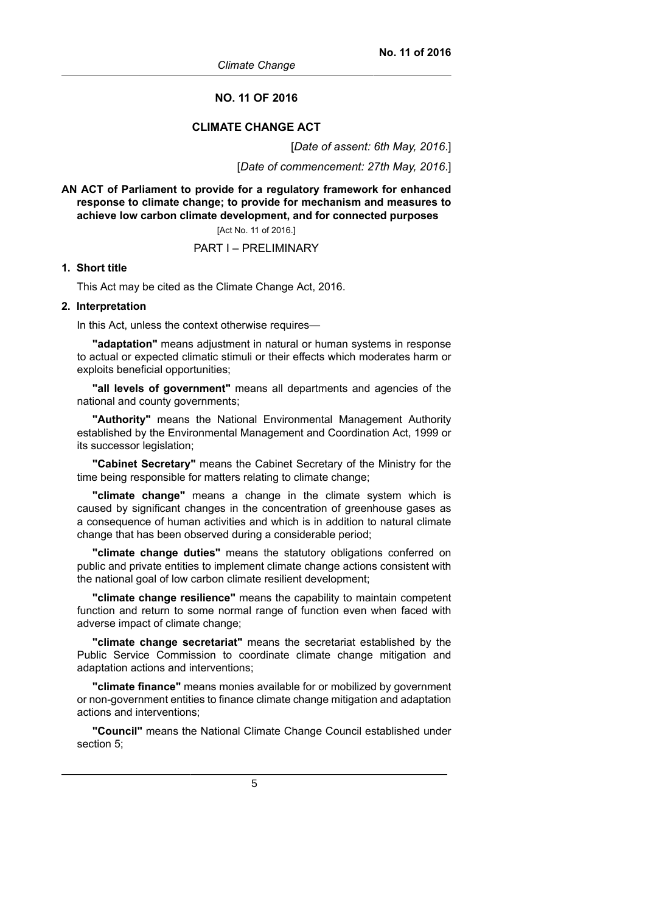# NO. 11 OF 2016

## CLIMATE CHANGE ACT

[*Date of assent: 6th May, 2016*.]

[*Date of commencement: 27th May, 2016*.]

**AN ACT of Parliament to provide for a regulatory framework for enhanced response to climate change; to provide for mechanism and measures to achieve low carbon climate development, and for connected purposes**

[Act No. 11 of 2016.]

### PART I – PRELIMINARY

**1. Short title**

This Act may be cited as the Climate Change Act, 2016.

**2. Interpretation**

In this Act, unless the context otherwise requires—

**"adaptation"** means adjustment in natural or human systems in response to actual or expected climatic stimuli or their effects which moderates harm or exploits beneficial opportunities;

**"all levels of government"** means all departments and agencies of the national and county governments;

**"Authority"** means the National Environmental Management Authority established by the Environmental Management and Coordination Act, 1999 or its successor legislation;

**"Cabinet Secretary"** means the Cabinet Secretary of the Ministry for the time being responsible for matters relating to climate change;

**"climate change"** means a change in the climate system which is caused by significant changes in the concentration of greenhouse gases as a consequence of human activities and which is in addition to natural climate change that has been observed during a considerable period;

**"climate change duties"** means the statutory obligations conferred on public and private entities to implement climate change actions consistent with the national goal of low carbon climate resilient development;

**"climate change resilience"** means the capability to maintain competent function and return to some normal range of function even when faced with adverse impact of climate change;

**"climate change secretariat"** means the secretariat established by the Public Service Commission to coordinate climate change mitigation and adaptation actions and interventions;

**"climate finance"** means monies available for or mobilized by government or non-government entities to finance climate change mitigation and adaptation actions and interventions;

**"Council"** means the National Climate Change Council established under section 5;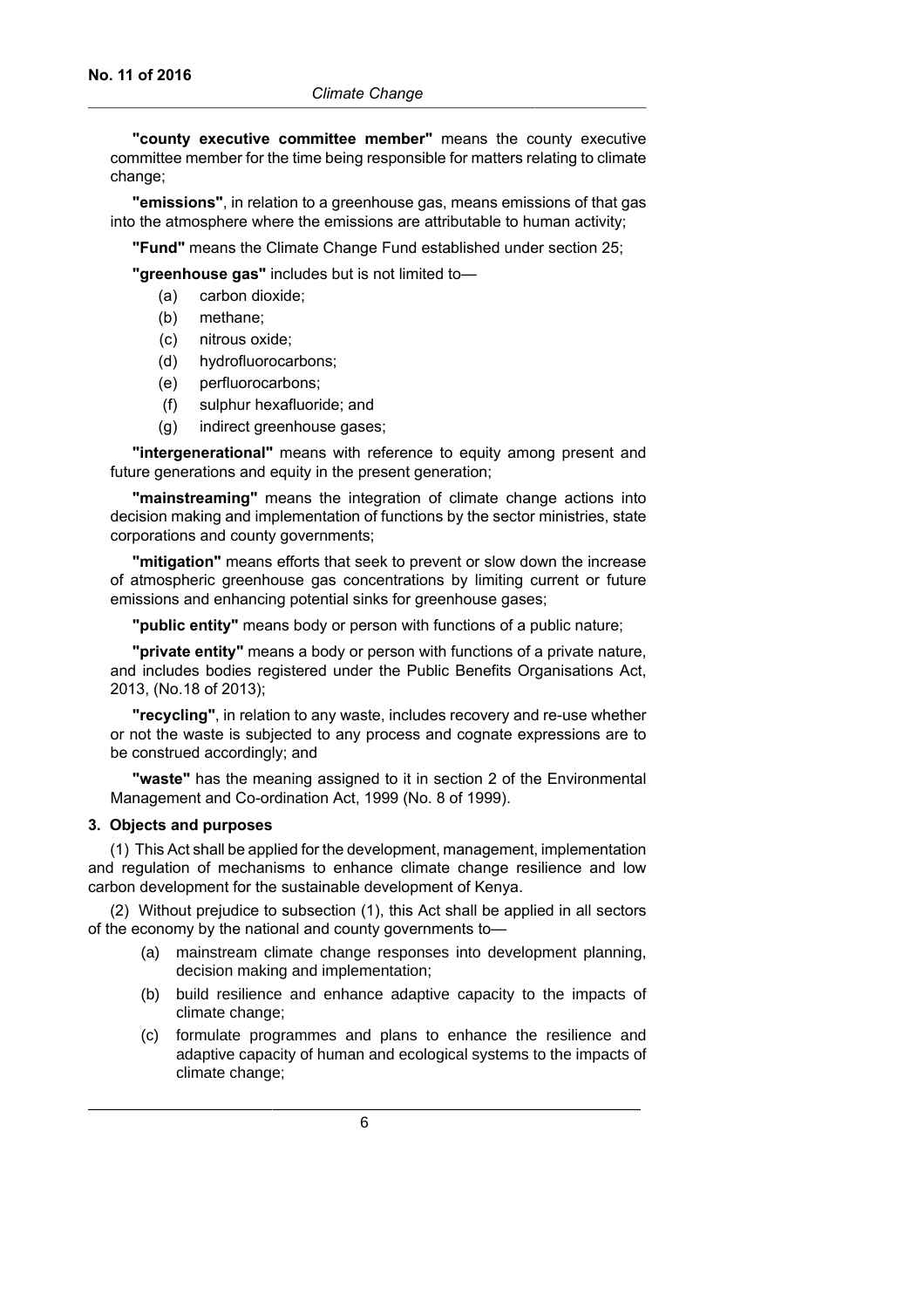**"county executive committee member"** means the county executive committee member for the time being responsible for matters relating to climate change;

**"emissions"**, in relation to a greenhouse gas, means emissions of that gas into the atmosphere where the emissions are attributable to human activity;

**"Fund"** means the Climate Change Fund established under section 25;

**"greenhouse gas"** includes but is not limited to—

(a) carbon dioxide;

(b) methane;

(c) nitrous oxide;

(d) hydrofluorocarbons;

(e) perfluorocarbons;

(f) sulphur hexafluoride; and

(g) indirect greenhouse gases;

**"intergenerational"** means with reference to equity among present and future generations and equity in the present generation;

**"mainstreaming"** means the integration of climate change actions into decision making and implementation of functions by the sector ministries, state corporations and county governments;

**"mitigation"** means efforts that seek to prevent or slow down the increase of atmospheric greenhouse gas concentrations by limiting current or future emissions and enhancing potential sinks for greenhouse gases;

**"public entity"** means body or person with functions of a public nature;

**"private entity"** means a body or person with functions of a private nature, and includes bodies registered under the Public Benefits Organisations Act, 2013, (No.18 of 2013);

**"recycling"**, in relation to any waste, includes recovery and re-use whether or not the waste is subjected to any process and cognate expressions are to be construed accordingly; and

**"waste"** has the meaning assigned to it in section 2 of the Environmental Management and Co-ordination Act, 1999 (No. 8 of 1999).

### 3. Objects and purposes

(1) This Act shall be applied for the development, management, implementation and regulation of mechanisms to enhance climate change resilience and low carbon development for the sustainable development of Kenya.

(2) Without prejudice to subsection (1), this Act shall be applied in all sectors of the economy by the national and county governments to—

(a) mainstream climate change responses into development planning, decision making and implementation;

(b) build resilience and enhance adaptive capacity to the impacts of climate change;

(c) formulate programmes and plans to enhance the resilience and adaptive capacity of human and ecological systems to the impacts of climate change;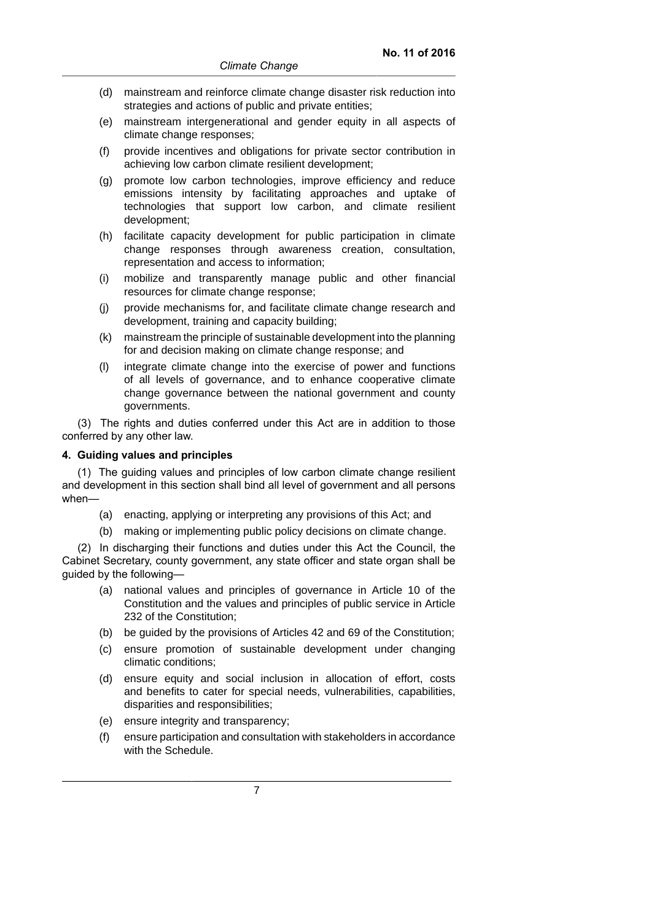(d) mainstream and reinforce climate change disaster risk reduction into strategies and actions of public and private entities;

(e) mainstream intergenerational and gender equity in all aspects of climate change responses;

(f) provide incentives and obligations for private sector contribution in achieving low carbon climate resilient development;

(g) promote low carbon technologies, improve efficiency and reduce emissions intensity by facilitating approaches and uptake of technologies that support low carbon, and climate resilient development;

(h) facilitate capacity development for public participation in climate change responses through awareness creation, consultation, representation and access to information;

(i) mobilize and transparently manage public and other financial resources for climate change response;

(j) provide mechanisms for, and facilitate climate change research and development, training and capacity building;

(k) mainstream the principle of sustainable development into the planning for and decision making on climate change response; and

(l) integrate climate change into the exercise of power and functions of all levels of governance, and to enhance cooperative climate change governance between the national government and county governments.

(3) The rights and duties conferred under this Act are in addition to those conferred by any other law.

**4. Guiding values and principles**

(1) The guiding values and principles of low carbon climate change resilient and development in this section shall bind all level of government and all persons when—

(a) enacting, applying or interpreting any provisions of this Act; and

(b) making or implementing public policy decisions on climate change.

(2) In discharging their functions and duties under this Act the Council, the Cabinet Secretary, county government, any state officer and state organ shall be guided by the following—

(a) national values and principles of governance in Article 10 of the Constitution and the values and principles of public service in Article 232 of the Constitution;

(b) be guided by the provisions of Articles 42 and 69 of the Constitution;

(c) ensure promotion of sustainable development under changing climatic conditions;

(d) ensure equity and social inclusion in allocation of effort, costs and benefits to cater for special needs, vulnerabilities, capabilities, disparities and responsibilities;

(e) ensure integrity and transparency;

(f) ensure participation and consultation with stakeholders in accordance with the Schedule.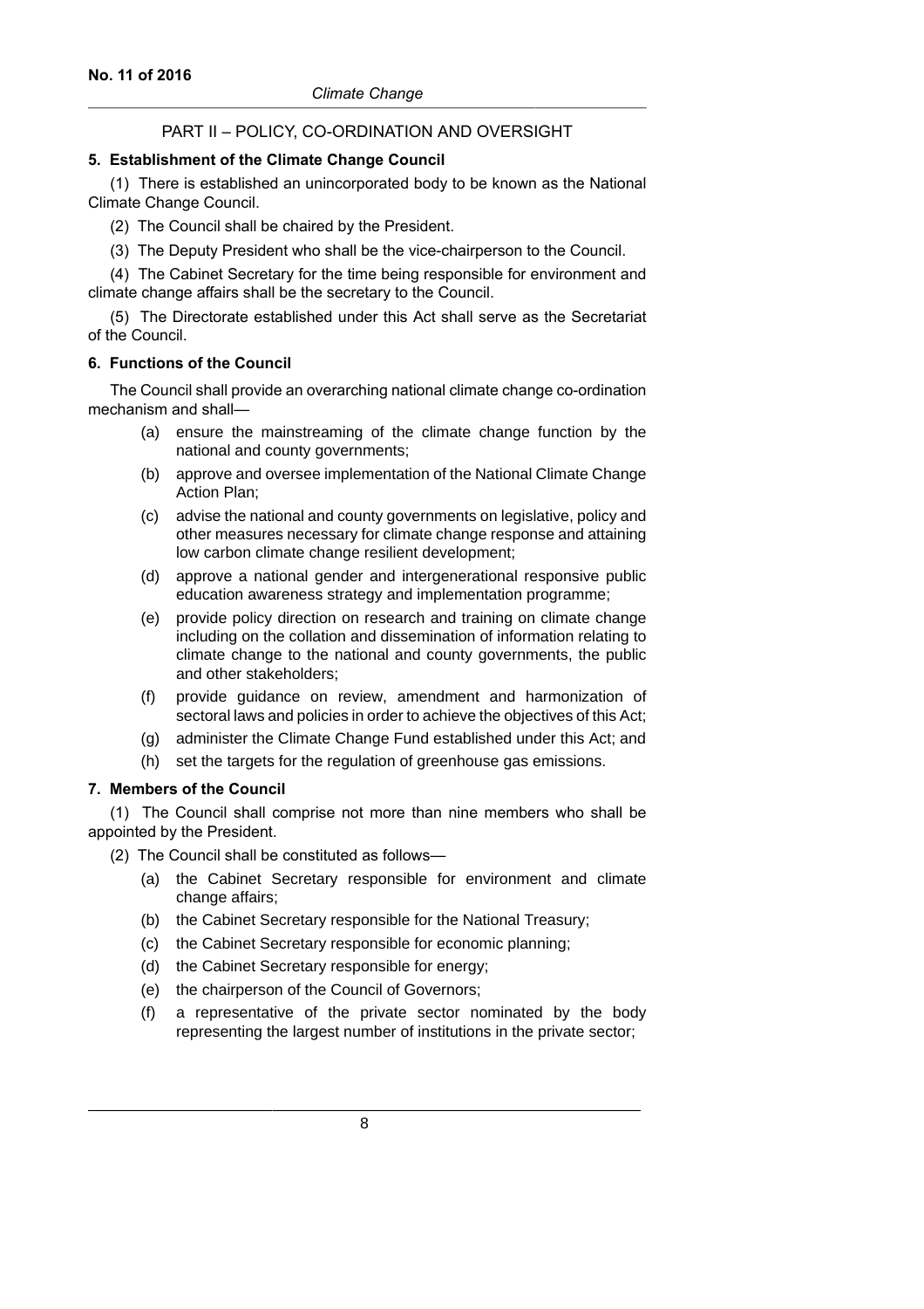## PART II – POLICY, CO-ORDINATION AND OVERSIGHT

### 5. Establishment of the Climate Change Council

(1) There is established an unincorporated body to be known as the National Climate Change Council.

(2) The Council shall be chaired by the President.

(3) The Deputy President who shall be the vice-chairperson to the Council.

(4) The Cabinet Secretary for the time being responsible for environment and climate change affairs shall be the secretary to the Council.

(5) The Directorate established under this Act shall serve as the Secretariat of the Council.

### 6. Functions of the Council

The Council shall provide an overarching national climate change co-ordination mechanism and shall—

(a) ensure the mainstreaming of the climate change function by the national and county governments;

(b) approve and oversee implementation of the National Climate Change Action Plan;

(c) advise the national and county governments on legislative, policy and other measures necessary for climate change response and attaining low carbon climate change resilient development;

(d) approve a national gender and intergenerational responsive public education awareness strategy and implementation programme;

(e) provide policy direction on research and training on climate change including on the collation and dissemination of information relating to climate change to the national and county governments, the public and other stakeholders;

(f) provide guidance on review, amendment and harmonization of sectoral laws and policies in order to achieve the objectives of this Act;

(g) administer the Climate Change Fund established under this Act; and

(h) set the targets for the regulation of greenhouse gas emissions.

### 7. Members of the Council

(1) The Council shall comprise not more than nine members who shall be appointed by the President.

(2) The Council shall be constituted as follows—

(a) the Cabinet Secretary responsible for environment and climate change affairs;

(b) the Cabinet Secretary responsible for the National Treasury;

(c) the Cabinet Secretary responsible for economic planning;

(d) the Cabinet Secretary responsible for energy;

(e) the chairperson of the Council of Governors;

(f) a representative of the private sector nominated by the body representing the largest number of institutions in the private sector;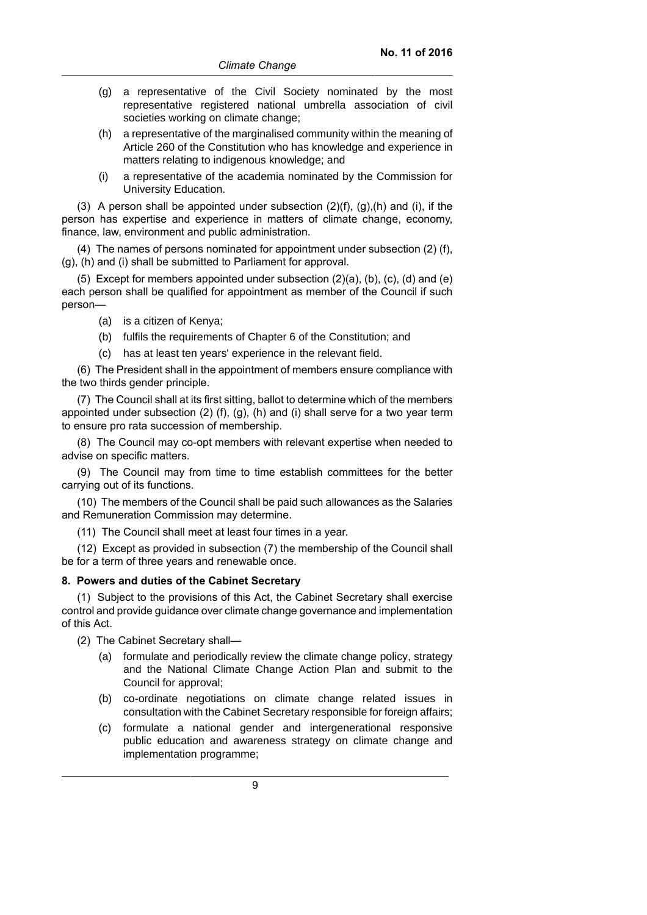- (g) a representative of the Civil Society nominated by the most representative registered national umbrella association of civil societies working on climate change;
- (h) a representative of the marginalised community within the meaning of Article 260 of the Constitution who has knowledge and experience in matters relating to indigenous knowledge; and
- (i) a representative of the academia nominated by the Commission for University Education.

(3) A person shall be appointed under subsection (2)(f), (g),(h) and (i), if the person has expertise and experience in matters of climate change, economy, finance, law, environment and public administration.

(4) The names of persons nominated for appointment under subsection (2) (f), (g), (h) and (i) shall be submitted to Parliament for approval.

(5) Except for members appointed under subsection (2)(a), (b), (c), (d) and (e) each person shall be qualified for appointment as member of the Council if such person—

- (a) is a citizen of Kenya;
- (b) fulfils the requirements of Chapter 6 of the Constitution; and
- (c) has at least ten years' experience in the relevant field.

(6) The President shall in the appointment of members ensure compliance with the two thirds gender principle.

(7) The Council shall at its first sitting, ballot to determine which of the members appointed under subsection (2) (f), (g), (h) and (i) shall serve for a two year term to ensure pro rata succession of membership.

(8) The Council may co-opt members with relevant expertise when needed to advise on specific matters.

(9) The Council may from time to time establish committees for the better carrying out of its functions.

(10) The members of the Council shall be paid such allowances as the Salaries and Remuneration Commission may determine.

(11) The Council shall meet at least four times in a year.

(12) Except as provided in subsection (7) the membership of the Council shall be for a term of three years and renewable once.

**8. Powers and duties of the Cabinet Secretary**

(1) Subject to the provisions of this Act, the Cabinet Secretary shall exercise control and provide guidance over climate change governance and implementation of this Act.

(2) The Cabinet Secretary shall—

- (a) formulate and periodically review the climate change policy, strategy and the National Climate Change Action Plan and submit to the Council for approval;
- (b) co-ordinate negotiations on climate change related issues in consultation with the Cabinet Secretary responsible for foreign affairs;
- (c) formulate a national gender and intergenerational responsive public education and awareness strategy on climate change and implementation programme;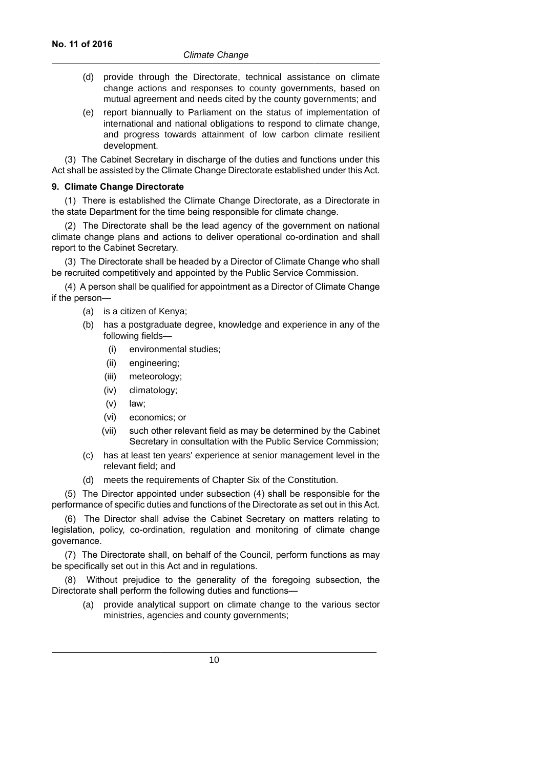(d) provide through the Directorate, technical assistance on climate change actions and responses to county governments, based on mutual agreement and needs cited by the county governments; and

(e) report biannually to Parliament on the status of implementation of international and national obligations to respond to climate change, and progress towards attainment of low carbon climate resilient development.

(3) The Cabinet Secretary in discharge of the duties and functions under this Act shall be assisted by the Climate Change Directorate established under this Act.

**9. Climate Change Directorate**

(1) There is established the Climate Change Directorate, as a Directorate in the state Department for the time being responsible for climate change.

(2) The Directorate shall be the lead agency of the government on national climate change plans and actions to deliver operational co-ordination and shall report to the Cabinet Secretary.

(3) The Directorate shall be headed by a Director of Climate Change who shall be recruited competitively and appointed by the Public Service Commission.

(4) A person shall be qualified for appointment as a Director of Climate Change if the person—

(a) is a citizen of Kenya;

(b) has a postgraduate degree, knowledge and experience in any of the following fields—

(i) environmental studies;

(ii) engineering;

(iii) meteorology;

(iv) climatology;

(v) law;

(vi) economics; or

(vii) such other relevant field as may be determined by the Cabinet Secretary in consultation with the Public Service Commission;

(c) has at least ten years' experience at senior management level in the relevant field; and

(d) meets the requirements of Chapter Six of the Constitution.

(5) The Director appointed under subsection (4) shall be responsible for the performance of specific duties and functions of the Directorate as set out in this Act.

(6) The Director shall advise the Cabinet Secretary on matters relating to legislation, policy, co-ordination, regulation and monitoring of climate change governance.

(7) The Directorate shall, on behalf of the Council, perform functions as may be specifically set out in this Act and in regulations.

(8) Without prejudice to the generality of the foregoing subsection, the Directorate shall perform the following duties and functions—

(a) provide analytical support on climate change to the various sector ministries, agencies and county governments;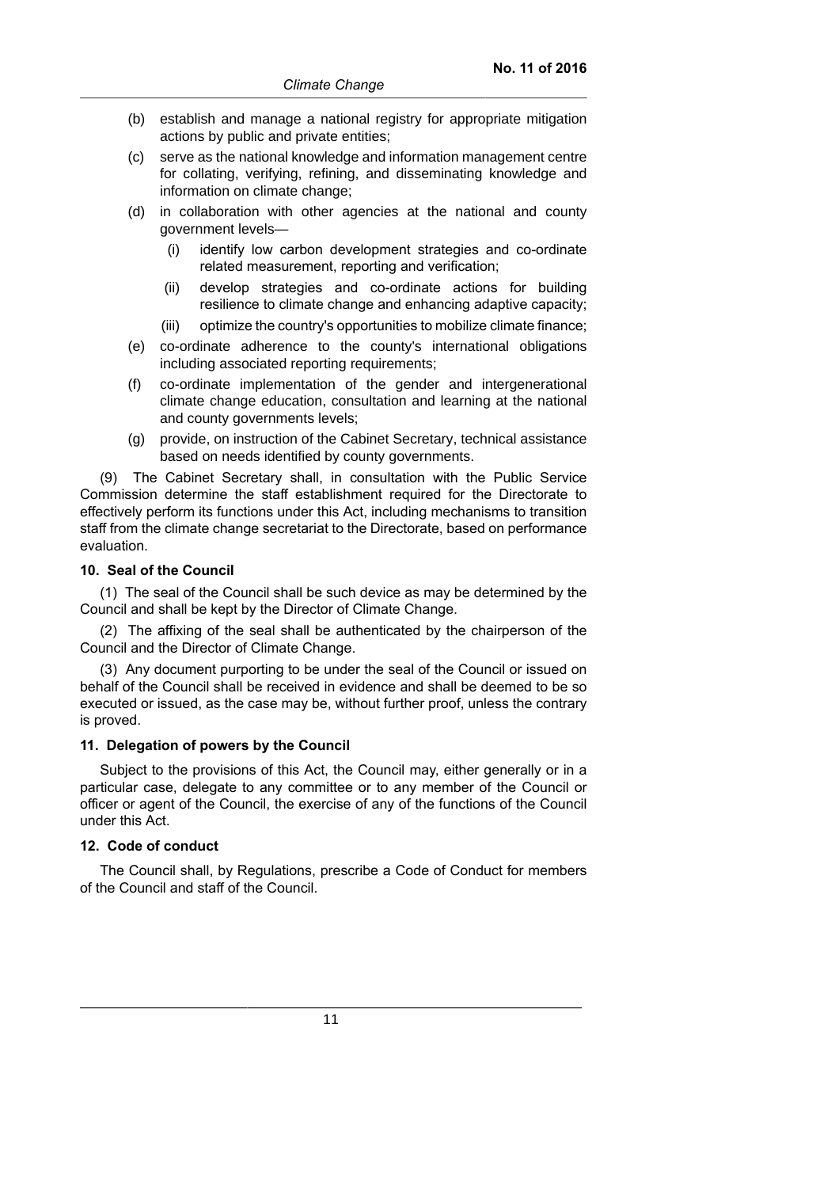(b) establish and manage a national registry for appropriate mitigation actions by public and private entities;

(c) serve as the national knowledge and information management centre for collating, verifying, refining, and disseminating knowledge and information on climate change;

(d) in collaboration with other agencies at the national and county government levels—

  (i) identify low carbon development strategies and co-ordinate related measurement, reporting and verification;

  (ii) develop strategies and co-ordinate actions for building resilience to climate change and enhancing adaptive capacity;

  (iii) optimize the country's opportunities to mobilize climate finance;

(e) co-ordinate adherence to the county's international obligations including associated reporting requirements;

(f) co-ordinate implementation of the gender and intergenerational climate change education, consultation and learning at the national and county governments levels;

(g) provide, on instruction of the Cabinet Secretary, technical assistance based on needs identified by county governments.

(9) The Cabinet Secretary shall, in consultation with the Public Service Commission determine the staff establishment required for the Directorate to effectively perform its functions under this Act, including mechanisms to transition staff from the climate change secretariat to the Directorate, based on performance evaluation.

### 10. Seal of the Council

(1) The seal of the Council shall be such device as may be determined by the Council and shall be kept by the Director of Climate Change.

(2) The affixing of the seal shall be authenticated by the chairperson of the Council and the Director of Climate Change.

(3) Any document purporting to be under the seal of the Council or issued on behalf of the Council shall be received in evidence and shall be deemed to be so executed or issued, as the case may be, without further proof, unless the contrary is proved.

### 11. Delegation of powers by the Council

Subject to the provisions of this Act, the Council may, either generally or in a particular case, delegate to any committee or to any member of the Council or officer or agent of the Council, the exercise of any of the functions of the Council under this Act.

### 12. Code of conduct

The Council shall, by Regulations, prescribe a Code of Conduct for members of the Council and staff of the Council.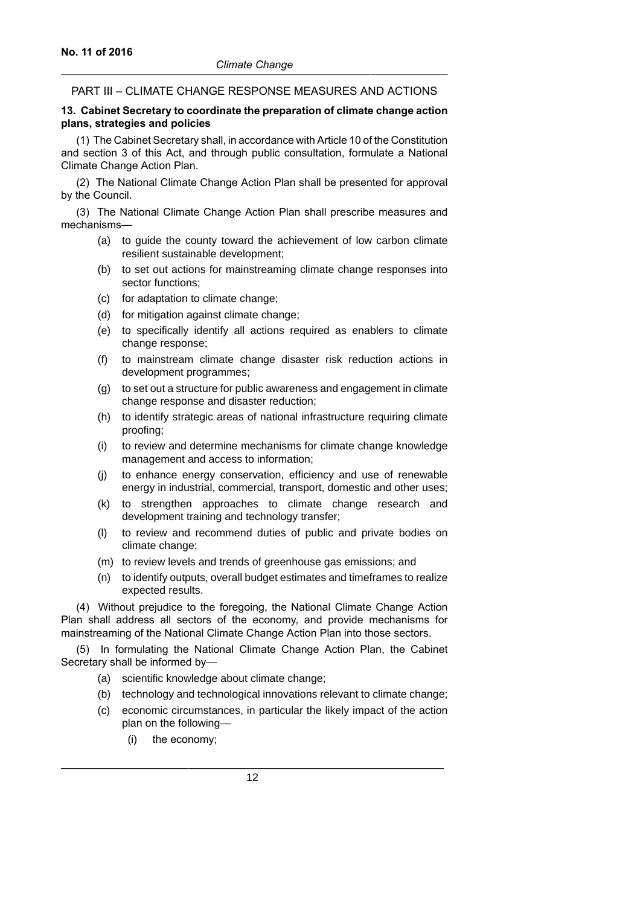## PART III – CLIMATE CHANGE RESPONSE MEASURES AND ACTIONS

**13. Cabinet Secretary to coordinate the preparation of climate change action plans, strategies and policies**

(1) The Cabinet Secretary shall, in accordance with Article 10 of the Constitution and section 3 of this Act, and through public consultation, formulate a National Climate Change Action Plan.

(2) The National Climate Change Action Plan shall be presented for approval by the Council.

(3) The National Climate Change Action Plan shall prescribe measures and mechanisms—

(a) to guide the county toward the achievement of low carbon climate resilient sustainable development;

(b) to set out actions for mainstreaming climate change responses into sector functions;

(c) for adaptation to climate change;

(d) for mitigation against climate change;

(e) to specifically identify all actions required as enablers to climate change response;

(f) to mainstream climate change disaster risk reduction actions in development programmes;

(g) to set out a structure for public awareness and engagement in climate change response and disaster reduction;

(h) to identify strategic areas of national infrastructure requiring climate proofing;

(i) to review and determine mechanisms for climate change knowledge management and access to information;

(j) to enhance energy conservation, efficiency and use of renewable energy in industrial, commercial, transport, domestic and other uses;

(k) to strengthen approaches to climate change research and development training and technology transfer;

(l) to review and recommend duties of public and private bodies on climate change;

(m) to review levels and trends of greenhouse gas emissions; and

(n) to identify outputs, overall budget estimates and timeframes to realize expected results.

(4) Without prejudice to the foregoing, the National Climate Change Action Plan shall address all sectors of the economy, and provide mechanisms for mainstreaming of the National Climate Change Action Plan into those sectors.

(5) In formulating the National Climate Change Action Plan, the Cabinet Secretary shall be informed by—

(a) scientific knowledge about climate change;

(b) technology and technological innovations relevant to climate change;

(c) economic circumstances, in particular the likely impact of the action plan on the following—

(i) the economy;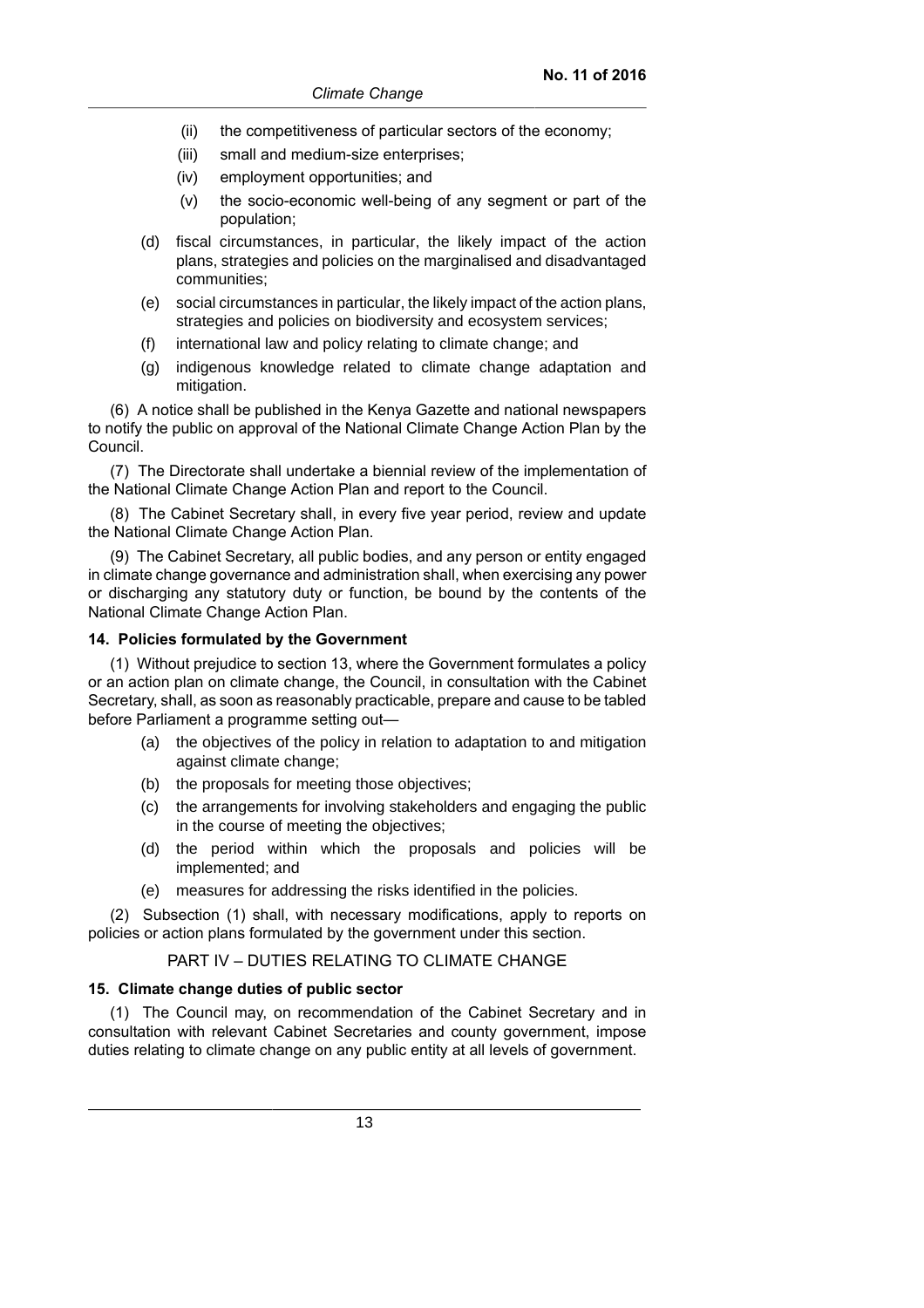(ii) the competitiveness of particular sectors of the economy;

(iii) small and medium-size enterprises;

(iv) employment opportunities; and

(v) the socio-economic well-being of any segment or part of the population;

(d) fiscal circumstances, in particular, the likely impact of the action plans, strategies and policies on the marginalised and disadvantaged communities;

(e) social circumstances in particular, the likely impact of the action plans, strategies and policies on biodiversity and ecosystem services;

(f) international law and policy relating to climate change; and

(g) indigenous knowledge related to climate change adaptation and mitigation.

(6) A notice shall be published in the Kenya Gazette and national newspapers to notify the public on approval of the National Climate Change Action Plan by the Council.

(7) The Directorate shall undertake a biennial review of the implementation of the National Climate Change Action Plan and report to the Council.

(8) The Cabinet Secretary shall, in every five year period, review and update the National Climate Change Action Plan.

(9) The Cabinet Secretary, all public bodies, and any person or entity engaged in climate change governance and administration shall, when exercising any power or discharging any statutory duty or function, be bound by the contents of the National Climate Change Action Plan.

**14. Policies formulated by the Government**

(1) Without prejudice to section 13, where the Government formulates a policy or an action plan on climate change, the Council, in consultation with the Cabinet Secretary, shall, as soon as reasonably practicable, prepare and cause to be tabled before Parliament a programme setting out—

(a) the objectives of the policy in relation to adaptation to and mitigation against climate change;

(b) the proposals for meeting those objectives;

(c) the arrangements for involving stakeholders and engaging the public in the course of meeting the objectives;

(d) the period within which the proposals and policies will be implemented; and

(e) measures for addressing the risks identified in the policies.

(2) Subsection (1) shall, with necessary modifications, apply to reports on policies or action plans formulated by the government under this section.

PART IV – DUTIES RELATING TO CLIMATE CHANGE

**15. Climate change duties of public sector**

(1) The Council may, on recommendation of the Cabinet Secretary and in consultation with relevant Cabinet Secretaries and county government, impose duties relating to climate change on any public entity at all levels of government.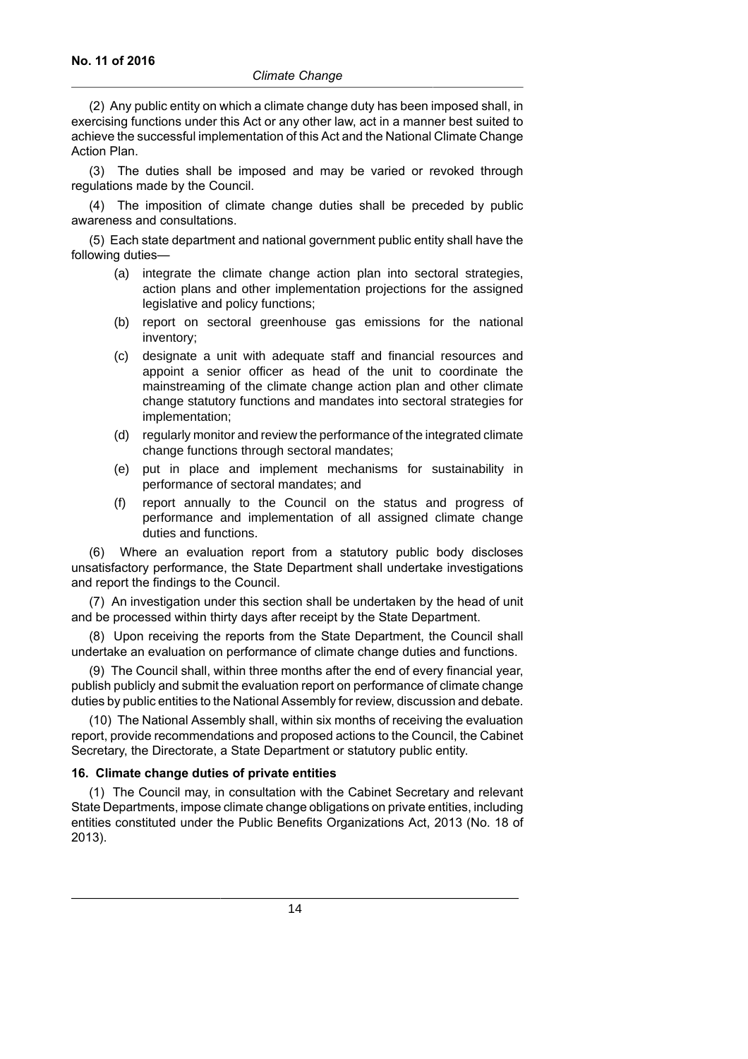(2) Any public entity on which a climate change duty has been imposed shall, in exercising functions under this Act or any other law, act in a manner best suited to achieve the successful implementation of this Act and the National Climate Change Action Plan.

(3) The duties shall be imposed and may be varied or revoked through regulations made by the Council.

(4) The imposition of climate change duties shall be preceded by public awareness and consultations.

(5) Each state department and national government public entity shall have the following duties—

(a) integrate the climate change action plan into sectoral strategies, action plans and other implementation projections for the assigned legislative and policy functions;

(b) report on sectoral greenhouse gas emissions for the national inventory;

(c) designate a unit with adequate staff and financial resources and appoint a senior officer as head of the unit to coordinate the mainstreaming of the climate change action plan and other climate change statutory functions and mandates into sectoral strategies for implementation;

(d) regularly monitor and review the performance of the integrated climate change functions through sectoral mandates;

(e) put in place and implement mechanisms for sustainability in performance of sectoral mandates; and

(f) report annually to the Council on the status and progress of performance and implementation of all assigned climate change duties and functions.

(6) Where an evaluation report from a statutory public body discloses unsatisfactory performance, the State Department shall undertake investigations and report the findings to the Council.

(7) An investigation under this section shall be undertaken by the head of unit and be processed within thirty days after receipt by the State Department.

(8) Upon receiving the reports from the State Department, the Council shall undertake an evaluation on performance of climate change duties and functions.

(9) The Council shall, within three months after the end of every financial year, publish publicly and submit the evaluation report on performance of climate change duties by public entities to the National Assembly for review, discussion and debate.

(10) The National Assembly shall, within six months of receiving the evaluation report, provide recommendations and proposed actions to the Council, the Cabinet Secretary, the Directorate, a State Department or statutory public entity.

**16. Climate change duties of private entities**

(1) The Council may, in consultation with the Cabinet Secretary and relevant State Departments, impose climate change obligations on private entities, including entities constituted under the Public Benefits Organizations Act, 2013 (No. 18 of 2013).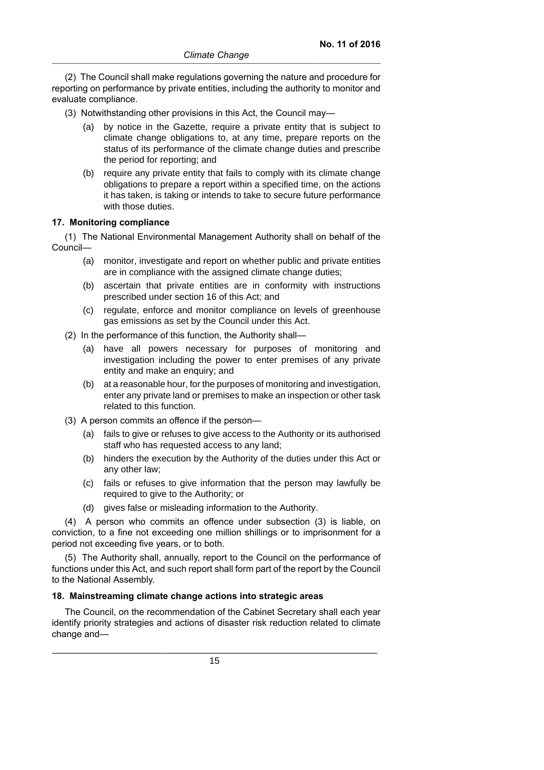(2) The Council shall make regulations governing the nature and procedure for reporting on performance by private entities, including the authority to monitor and evaluate compliance.

(3) Notwithstanding other provisions in this Act, the Council may—

- (a) by notice in the Gazette, require a private entity that is subject to climate change obligations to, at any time, prepare reports on the status of its performance of the climate change duties and prescribe the period for reporting; and
- (b) require any private entity that fails to comply with its climate change obligations to prepare a report within a specified time, on the actions it has taken, is taking or intends to take to secure future performance with those duties.

**17. Monitoring compliance**

(1) The National Environmental Management Authority shall on behalf of the Council—

- (a) monitor, investigate and report on whether public and private entities are in compliance with the assigned climate change duties;
- (b) ascertain that private entities are in conformity with instructions prescribed under section 16 of this Act; and
- (c) regulate, enforce and monitor compliance on levels of greenhouse gas emissions as set by the Council under this Act.

(2) In the performance of this function, the Authority shall—

- (a) have all powers necessary for purposes of monitoring and investigation including the power to enter premises of any private entity and make an enquiry; and
- (b) at a reasonable hour, for the purposes of monitoring and investigation, enter any private land or premises to make an inspection or other task related to this function.

(3) A person commits an offence if the person—

- (a) fails to give or refuses to give access to the Authority or its authorised staff who has requested access to any land;
- (b) hinders the execution by the Authority of the duties under this Act or any other law;
- (c) fails or refuses to give information that the person may lawfully be required to give to the Authority; or
- (d) gives false or misleading information to the Authority.

(4) A person who commits an offence under subsection (3) is liable, on conviction, to a fine not exceeding one million shillings or to imprisonment for a period not exceeding five years, or to both.

(5) The Authority shall, annually, report to the Council on the performance of functions under this Act, and such report shall form part of the report by the Council to the National Assembly.

**18. Mainstreaming climate change actions into strategic areas**

The Council, on the recommendation of the Cabinet Secretary shall each year identify priority strategies and actions of disaster risk reduction related to climate change and—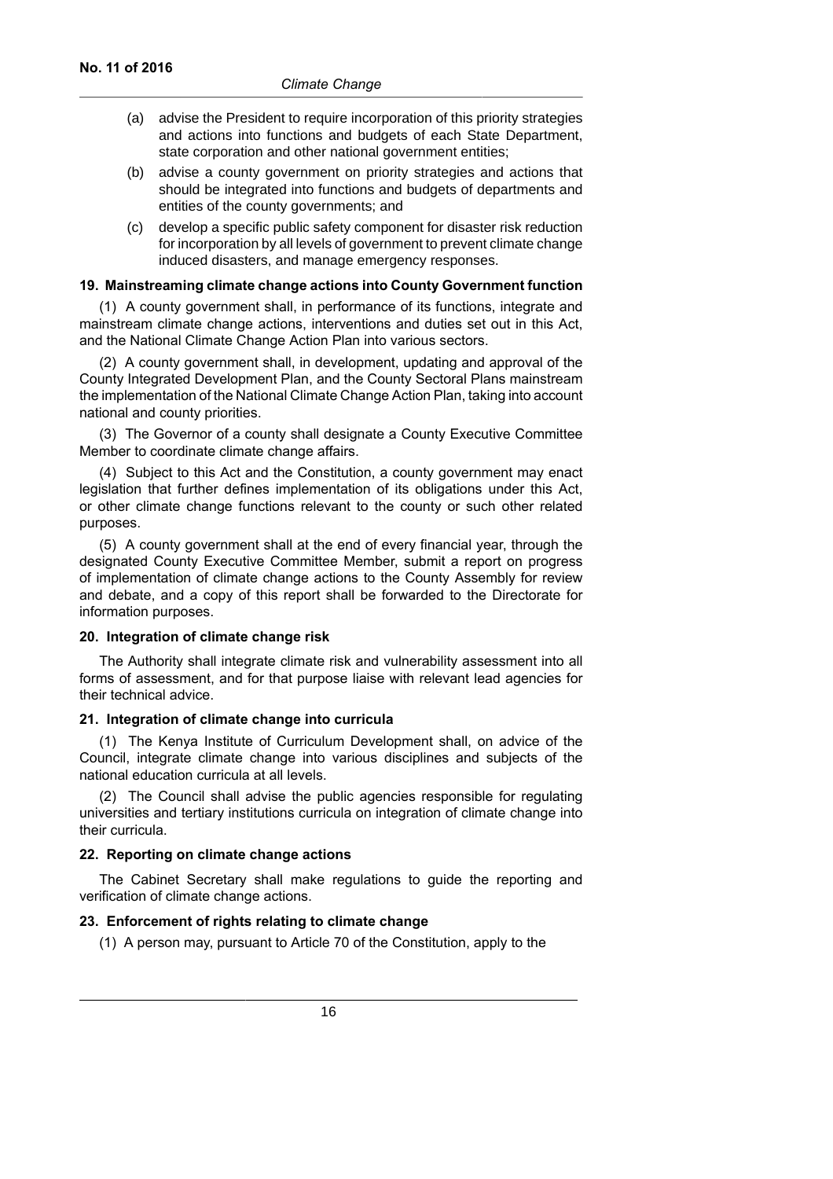(a) advise the President to require incorporation of this priority strategies and actions into functions and budgets of each State Department, state corporation and other national government entities;

(b) advise a county government on priority strategies and actions that should be integrated into functions and budgets of departments and entities of the county governments; and

(c) develop a specific public safety component for disaster risk reduction for incorporation by all levels of government to prevent climate change induced disasters, and manage emergency responses.

**19. Mainstreaming climate change actions into County Government function**

(1) A county government shall, in performance of its functions, integrate and mainstream climate change actions, interventions and duties set out in this Act, and the National Climate Change Action Plan into various sectors.

(2) A county government shall, in development, updating and approval of the County Integrated Development Plan, and the County Sectoral Plans mainstream the implementation of the National Climate Change Action Plan, taking into account national and county priorities.

(3) The Governor of a county shall designate a County Executive Committee Member to coordinate climate change affairs.

(4) Subject to this Act and the Constitution, a county government may enact legislation that further defines implementation of its obligations under this Act, or other climate change functions relevant to the county or such other related purposes.

(5) A county government shall at the end of every financial year, through the designated County Executive Committee Member, submit a report on progress of implementation of climate change actions to the County Assembly for review and debate, and a copy of this report shall be forwarded to the Directorate for information purposes.

**20. Integration of climate change risk**

The Authority shall integrate climate risk and vulnerability assessment into all forms of assessment, and for that purpose liaise with relevant lead agencies for their technical advice.

**21. Integration of climate change into curricula**

(1) The Kenya Institute of Curriculum Development shall, on advice of the Council, integrate climate change into various disciplines and subjects of the national education curricula at all levels.

(2) The Council shall advise the public agencies responsible for regulating universities and tertiary institutions curricula on integration of climate change into their curricula.

**22. Reporting on climate change actions**

The Cabinet Secretary shall make regulations to guide the reporting and verification of climate change actions.

**23. Enforcement of rights relating to climate change**

(1) A person may, pursuant to Article 70 of the Constitution, apply to the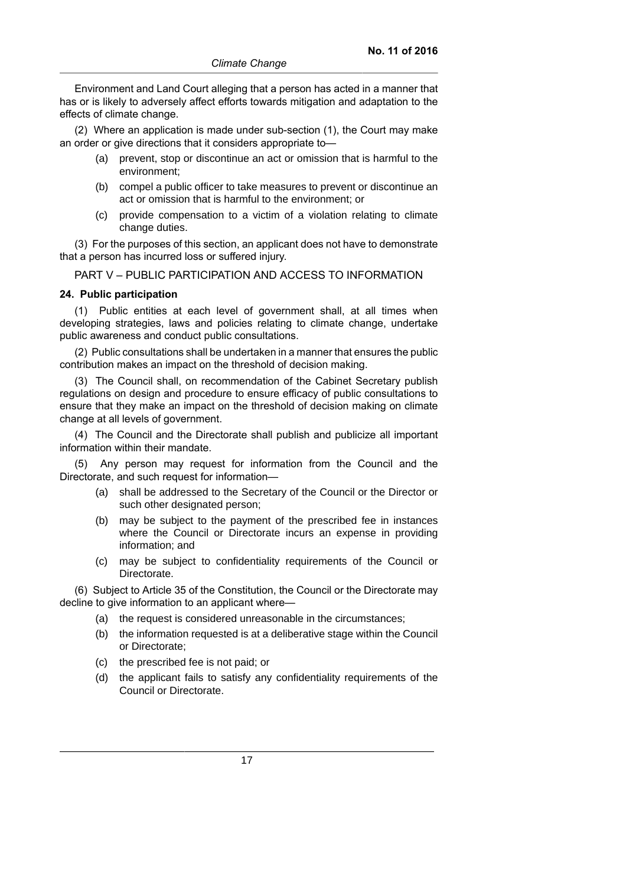Environment and Land Court alleging that a person has acted in a manner that has or is likely to adversely affect efforts towards mitigation and adaptation to the effects of climate change.

(2) Where an application is made under sub-section (1), the Court may make an order or give directions that it considers appropriate to—

- (a) prevent, stop or discontinue an act or omission that is harmful to the environment;
- (b) compel a public officer to take measures to prevent or discontinue an act or omission that is harmful to the environment; or
- (c) provide compensation to a victim of a violation relating to climate change duties.

(3) For the purposes of this section, an applicant does not have to demonstrate that a person has incurred loss or suffered injury.

## PART V – PUBLIC PARTICIPATION AND ACCESS TO INFORMATION

### 24. Public participation

(1) Public entities at each level of government shall, at all times when developing strategies, laws and policies relating to climate change, undertake public awareness and conduct public consultations.

(2) Public consultations shall be undertaken in a manner that ensures the public contribution makes an impact on the threshold of decision making.

(3) The Council shall, on recommendation of the Cabinet Secretary publish regulations on design and procedure to ensure efficacy of public consultations to ensure that they make an impact on the threshold of decision making on climate change at all levels of government.

(4) The Council and the Directorate shall publish and publicize all important information within their mandate.

(5) Any person may request for information from the Council and the Directorate, and such request for information—

- (a) shall be addressed to the Secretary of the Council or the Director or such other designated person;
- (b) may be subject to the payment of the prescribed fee in instances where the Council or Directorate incurs an expense in providing information; and
- (c) may be subject to confidentiality requirements of the Council or Directorate.

(6) Subject to Article 35 of the Constitution, the Council or the Directorate may decline to give information to an applicant where—

- (a) the request is considered unreasonable in the circumstances;
- (b) the information requested is at a deliberative stage within the Council or Directorate;
- (c) the prescribed fee is not paid; or
- (d) the applicant fails to satisfy any confidentiality requirements of the Council or Directorate.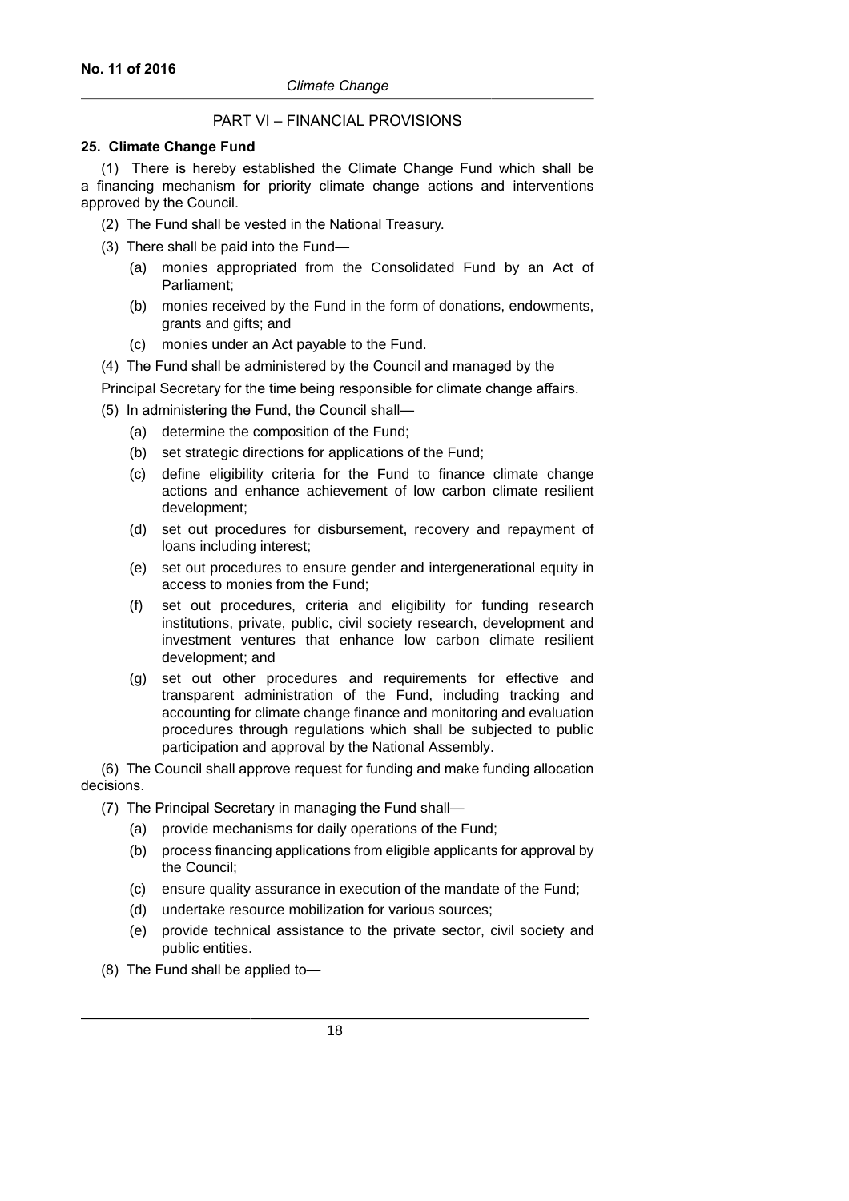## PART VI – FINANCIAL PROVISIONS

### 25. Climate Change Fund

(1) There is hereby established the Climate Change Fund which shall be a financing mechanism for priority climate change actions and interventions approved by the Council.

(2) The Fund shall be vested in the National Treasury.

(3) There shall be paid into the Fund—

(a) monies appropriated from the Consolidated Fund by an Act of Parliament;

(b) monies received by the Fund in the form of donations, endowments, grants and gifts; and

(c) monies under an Act payable to the Fund.

(4) The Fund shall be administered by the Council and managed by the

Principal Secretary for the time being responsible for climate change affairs.

(5) In administering the Fund, the Council shall—

(a) determine the composition of the Fund;

(b) set strategic directions for applications of the Fund;

(c) define eligibility criteria for the Fund to finance climate change actions and enhance achievement of low carbon climate resilient development;

(d) set out procedures for disbursement, recovery and repayment of loans including interest;

(e) set out procedures to ensure gender and intergenerational equity in access to monies from the Fund;

(f) set out procedures, criteria and eligibility for funding research institutions, private, public, civil society research, development and investment ventures that enhance low carbon climate resilient development; and

(g) set out other procedures and requirements for effective and transparent administration of the Fund, including tracking and accounting for climate change finance and monitoring and evaluation procedures through regulations which shall be subjected to public participation and approval by the National Assembly.

(6) The Council shall approve request for funding and make funding allocation decisions.

(7) The Principal Secretary in managing the Fund shall—

(a) provide mechanisms for daily operations of the Fund;

(b) process financing applications from eligible applicants for approval by the Council;

(c) ensure quality assurance in execution of the mandate of the Fund;

(d) undertake resource mobilization for various sources;

(e) provide technical assistance to the private sector, civil society and public entities.

(8) The Fund shall be applied to—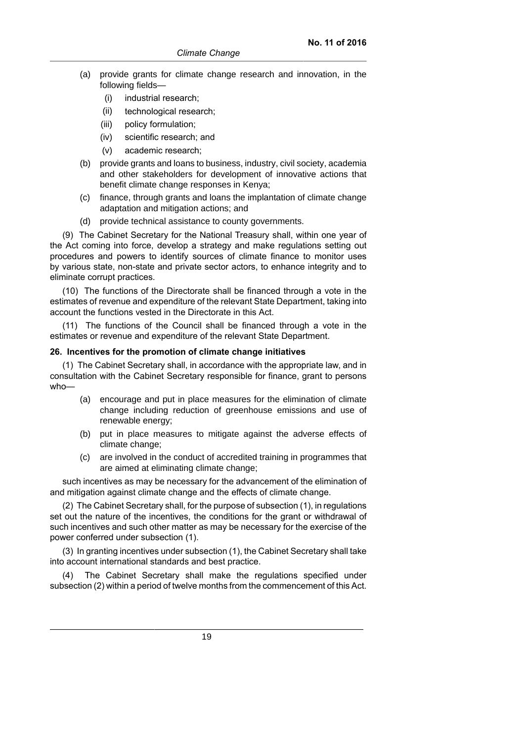(a) provide grants for climate change research and innovation, in the following fields—

  (i) industrial research;

  (ii) technological research;

  (iii) policy formulation;

  (iv) scientific research; and

  (v) academic research;

(b) provide grants and loans to business, industry, civil society, academia and other stakeholders for development of innovative actions that benefit climate change responses in Kenya;

(c) finance, through grants and loans the implantation of climate change adaptation and mitigation actions; and

(d) provide technical assistance to county governments.

(9) The Cabinet Secretary for the National Treasury shall, within one year of the Act coming into force, develop a strategy and make regulations setting out procedures and powers to identify sources of climate finance to monitor uses by various state, non-state and private sector actors, to enhance integrity and to eliminate corrupt practices.

(10) The functions of the Directorate shall be financed through a vote in the estimates of revenue and expenditure of the relevant State Department, taking into account the functions vested in the Directorate in this Act.

(11) The functions of the Council shall be financed through a vote in the estimates or revenue and expenditure of the relevant State Department.

### 26. Incentives for the promotion of climate change initiatives

(1) The Cabinet Secretary shall, in accordance with the appropriate law, and in consultation with the Cabinet Secretary responsible for finance, grant to persons who—

(a) encourage and put in place measures for the elimination of climate change including reduction of greenhouse emissions and use of renewable energy;

(b) put in place measures to mitigate against the adverse effects of climate change;

(c) are involved in the conduct of accredited training in programmes that are aimed at eliminating climate change;

such incentives as may be necessary for the advancement of the elimination of and mitigation against climate change and the effects of climate change.

(2) The Cabinet Secretary shall, for the purpose of subsection (1), in regulations set out the nature of the incentives, the conditions for the grant or withdrawal of such incentives and such other matter as may be necessary for the exercise of the power conferred under subsection (1).

(3) In granting incentives under subsection (1), the Cabinet Secretary shall take into account international standards and best practice.

(4) The Cabinet Secretary shall make the regulations specified under subsection (2) within a period of twelve months from the commencement of this Act.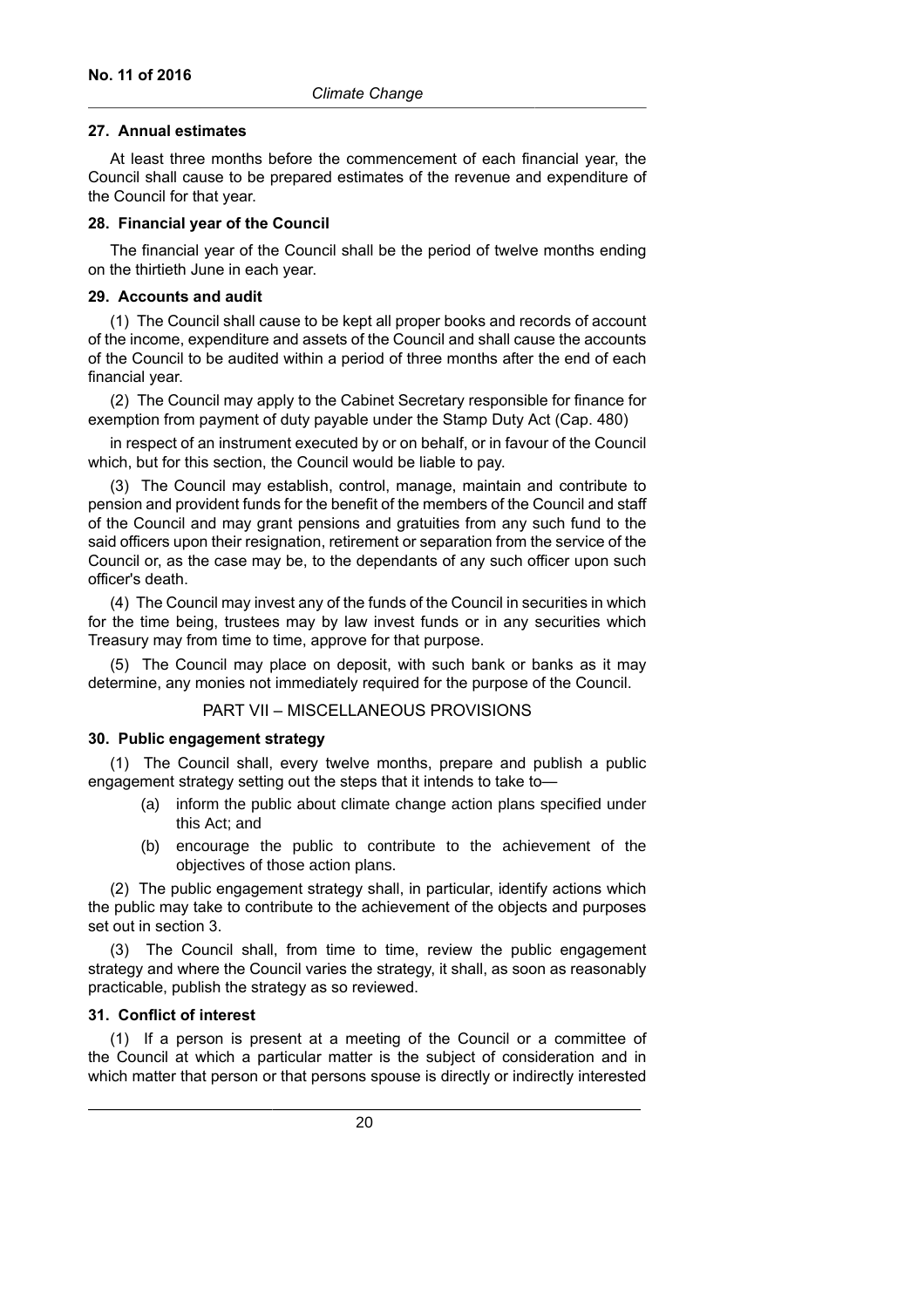#### 27. Annual estimates

At least three months before the commencement of each financial year, the Council shall cause to be prepared estimates of the revenue and expenditure of the Council for that year.

#### 28. Financial year of the Council

The financial year of the Council shall be the period of twelve months ending on the thirtieth June in each year.

#### 29. Accounts and audit

(1) The Council shall cause to be kept all proper books and records of account of the income, expenditure and assets of the Council and shall cause the accounts of the Council to be audited within a period of three months after the end of each financial year.

(2) The Council may apply to the Cabinet Secretary responsible for finance for exemption from payment of duty payable under the Stamp Duty Act (Cap. 480)

in respect of an instrument executed by or on behalf, or in favour of the Council which, but for this section, the Council would be liable to pay.

(3) The Council may establish, control, manage, maintain and contribute to pension and provident funds for the benefit of the members of the Council and staff of the Council and may grant pensions and gratuities from any such fund to the said officers upon their resignation, retirement or separation from the service of the Council or, as the case may be, to the dependants of any such officer upon such officer's death.

(4) The Council may invest any of the funds of the Council in securities in which for the time being, trustees may by law invest funds or in any securities which Treasury may from time to time, approve for that purpose.

(5) The Council may place on deposit, with such bank or banks as it may determine, any monies not immediately required for the purpose of the Council.

### PART VII – MISCELLANEOUS PROVISIONS

#### 30. Public engagement strategy

(1) The Council shall, every twelve months, prepare and publish a public engagement strategy setting out the steps that it intends to take to—

- (a) inform the public about climate change action plans specified under this Act; and
- (b) encourage the public to contribute to the achievement of the objectives of those action plans.

(2) The public engagement strategy shall, in particular, identify actions which the public may take to contribute to the achievement of the objects and purposes set out in section 3.

(3) The Council shall, from time to time, review the public engagement strategy and where the Council varies the strategy, it shall, as soon as reasonably practicable, publish the strategy as so reviewed.

#### 31. Conflict of interest

(1) If a person is present at a meeting of the Council or a committee of the Council at which a particular matter is the subject of consideration and in which matter that person or that persons spouse is directly or indirectly interested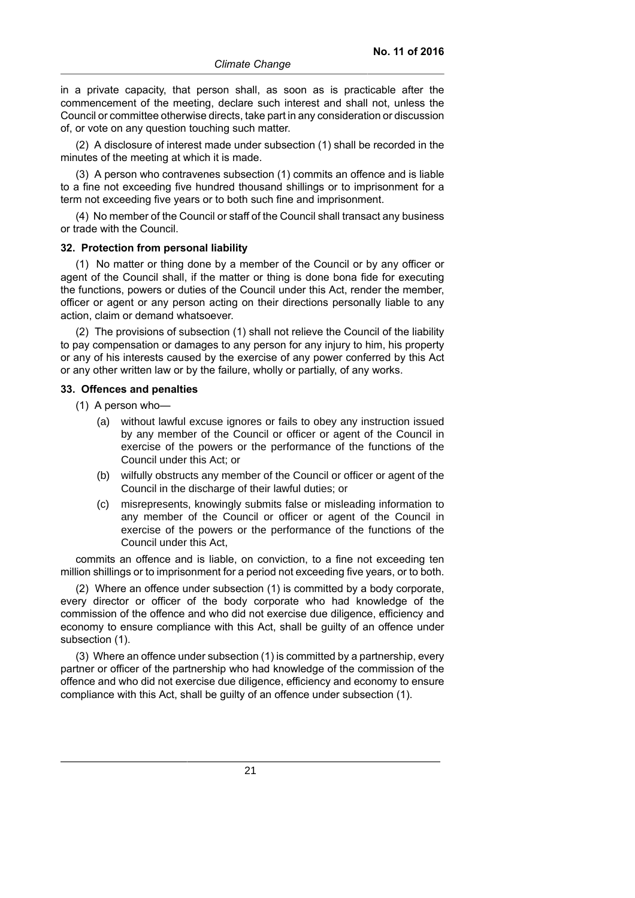in a private capacity, that person shall, as soon as is practicable after the commencement of the meeting, declare such interest and shall not, unless the Council or committee otherwise directs, take part in any consideration or discussion of, or vote on any question touching such matter.

(2) A disclosure of interest made under subsection (1) shall be recorded in the minutes of the meeting at which it is made.

(3) A person who contravenes subsection (1) commits an offence and is liable to a fine not exceeding five hundred thousand shillings or to imprisonment for a term not exceeding five years or to both such fine and imprisonment.

(4) No member of the Council or staff of the Council shall transact any business or trade with the Council.

### 32. Protection from personal liability

(1) No matter or thing done by a member of the Council or by any officer or agent of the Council shall, if the matter or thing is done bona fide for executing the functions, powers or duties of the Council under this Act, render the member, officer or agent or any person acting on their directions personally liable to any action, claim or demand whatsoever.

(2) The provisions of subsection (1) shall not relieve the Council of the liability to pay compensation or damages to any person for any injury to him, his property or any of his interests caused by the exercise of any power conferred by this Act or any other written law or by the failure, wholly or partially, of any works.

### 33. Offences and penalties

(1) A person who—

- (a) without lawful excuse ignores or fails to obey any instruction issued by any member of the Council or officer or agent of the Council in exercise of the powers or the performance of the functions of the Council under this Act; or
- (b) wilfully obstructs any member of the Council or officer or agent of the Council in the discharge of their lawful duties; or
- (c) misrepresents, knowingly submits false or misleading information to any member of the Council or officer or agent of the Council in exercise of the powers or the performance of the functions of the Council under this Act,

commits an offence and is liable, on conviction, to a fine not exceeding ten million shillings or to imprisonment for a period not exceeding five years, or to both.

(2) Where an offence under subsection (1) is committed by a body corporate, every director or officer of the body corporate who had knowledge of the commission of the offence and who did not exercise due diligence, efficiency and economy to ensure compliance with this Act, shall be guilty of an offence under subsection (1).

(3) Where an offence under subsection (1) is committed by a partnership, every partner or officer of the partnership who had knowledge of the commission of the offence and who did not exercise due diligence, efficiency and economy to ensure compliance with this Act, shall be guilty of an offence under subsection (1).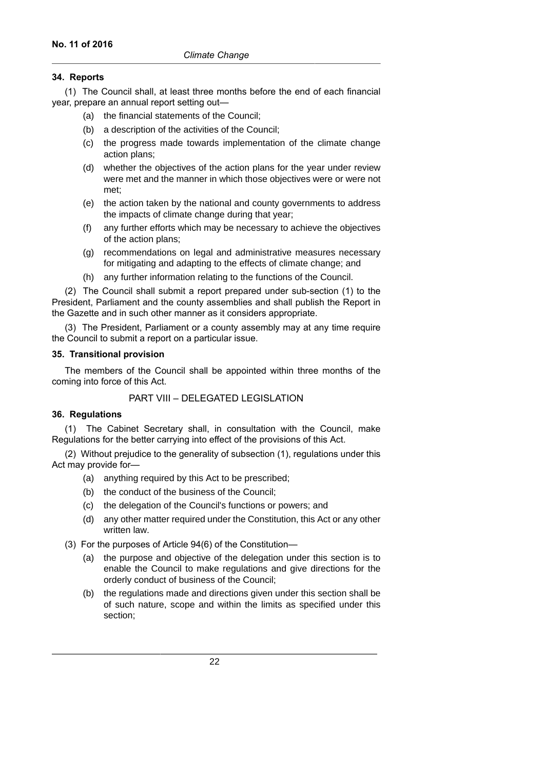### 34. Reports

(1) The Council shall, at least three months before the end of each financial year, prepare an annual report setting out—

- (a) the financial statements of the Council;
- (b) a description of the activities of the Council;
- (c) the progress made towards implementation of the climate change action plans;
- (d) whether the objectives of the action plans for the year under review were met and the manner in which those objectives were or were not met;
- (e) the action taken by the national and county governments to address the impacts of climate change during that year;
- (f) any further efforts which may be necessary to achieve the objectives of the action plans;
- (g) recommendations on legal and administrative measures necessary for mitigating and adapting to the effects of climate change; and
- (h) any further information relating to the functions of the Council.

(2) The Council shall submit a report prepared under sub-section (1) to the President, Parliament and the county assemblies and shall publish the Report in the Gazette and in such other manner as it considers appropriate.

(3) The President, Parliament or a county assembly may at any time require the Council to submit a report on a particular issue.

### 35. Transitional provision

The members of the Council shall be appointed within three months of the coming into force of this Act.

## PART VIII – DELEGATED LEGISLATION

### 36. Regulations

(1) The Cabinet Secretary shall, in consultation with the Council, make Regulations for the better carrying into effect of the provisions of this Act.

(2) Without prejudice to the generality of subsection (1), regulations under this Act may provide for—

- (a) anything required by this Act to be prescribed;
- (b) the conduct of the business of the Council;
- (c) the delegation of the Council's functions or powers; and
- (d) any other matter required under the Constitution, this Act or any other written law.

(3) For the purposes of Article 94(6) of the Constitution—

- (a) the purpose and objective of the delegation under this section is to enable the Council to make regulations and give directions for the orderly conduct of business of the Council;
- (b) the regulations made and directions given under this section shall be of such nature, scope and within the limits as specified under this section;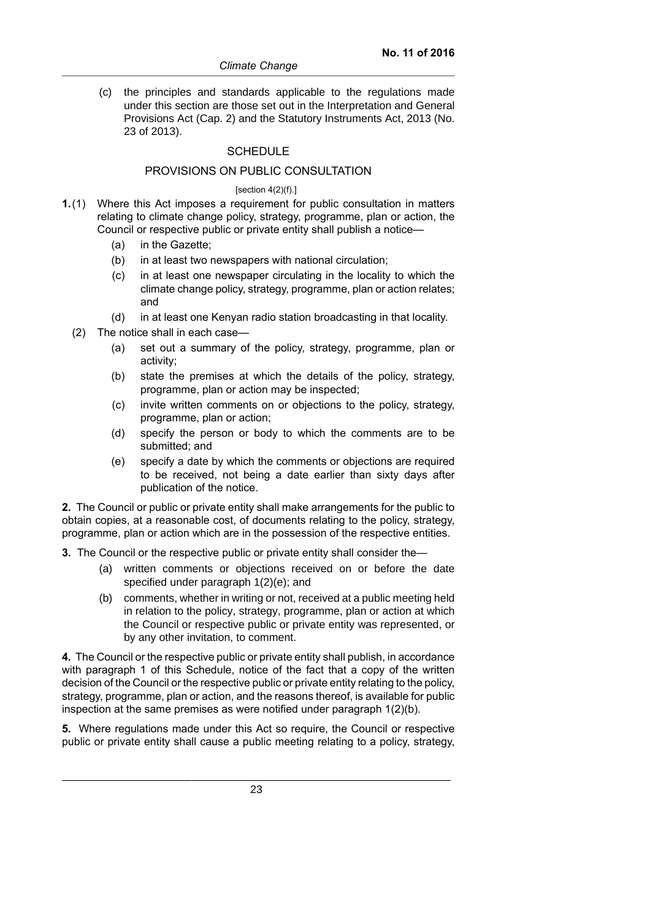(c) the principles and standards applicable to the regulations made under this section are those set out in the Interpretation and General Provisions Act (Cap. 2) and the Statutory Instruments Act, 2013 (No. 23 of 2013).

## SCHEDULE

### PROVISIONS ON PUBLIC CONSULTATION

[section 4(2)(f).]

**1.** (1) Where this Act imposes a requirement for public consultation in matters relating to climate change policy, strategy, programme, plan or action, the Council or respective public or private entity shall publish a notice—

- (a) in the Gazette;
- (b) in at least two newspapers with national circulation;
- (c) in at least one newspaper circulating in the locality to which the climate change policy, strategy, programme, plan or action relates; and
- (d) in at least one Kenyan radio station broadcasting in that locality.

(2) The notice shall in each case—

- (a) set out a summary of the policy, strategy, programme, plan or activity;
- (b) state the premises at which the details of the policy, strategy, programme, plan or action may be inspected;
- (c) invite written comments on or objections to the policy, strategy, programme, plan or action;
- (d) specify the person or body to which the comments are to be submitted; and
- (e) specify a date by which the comments or objections are required to be received, not being a date earlier than sixty days after publication of the notice.

**2.** The Council or public or private entity shall make arrangements for the public to obtain copies, at a reasonable cost, of documents relating to the policy, strategy, programme, plan or action which are in the possession of the respective entities.

**3.** The Council or the respective public or private entity shall consider the—

- (a) written comments or objections received on or before the date specified under paragraph 1(2)(e); and
- (b) comments, whether in writing or not, received at a public meeting held in relation to the policy, strategy, programme, plan or action at which the Council or respective public or private entity was represented, or by any other invitation, to comment.

**4.** The Council or the respective public or private entity shall publish, in accordance with paragraph 1 of this Schedule, notice of the fact that a copy of the written decision of the Council or the respective public or private entity relating to the policy, strategy, programme, plan or action, and the reasons thereof, is available for public inspection at the same premises as were notified under paragraph 1(2)(b).

**5.** Where regulations made under this Act so require, the Council or respective public or private entity shall cause a public meeting relating to a policy, strategy,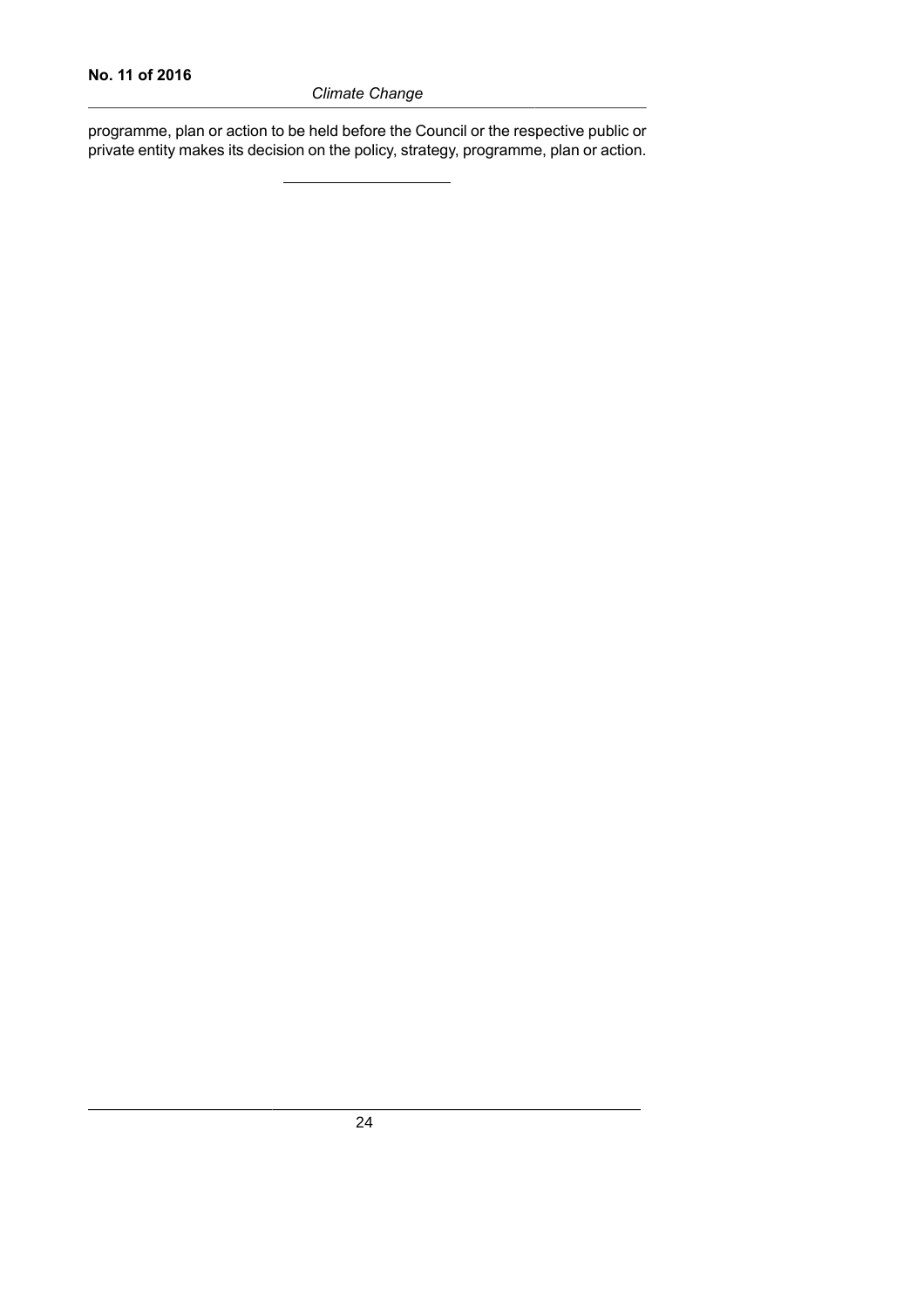programme, plan or action to be held before the Council or the respective public or private entity makes its decision on the policy, strategy, programme, plan or action.